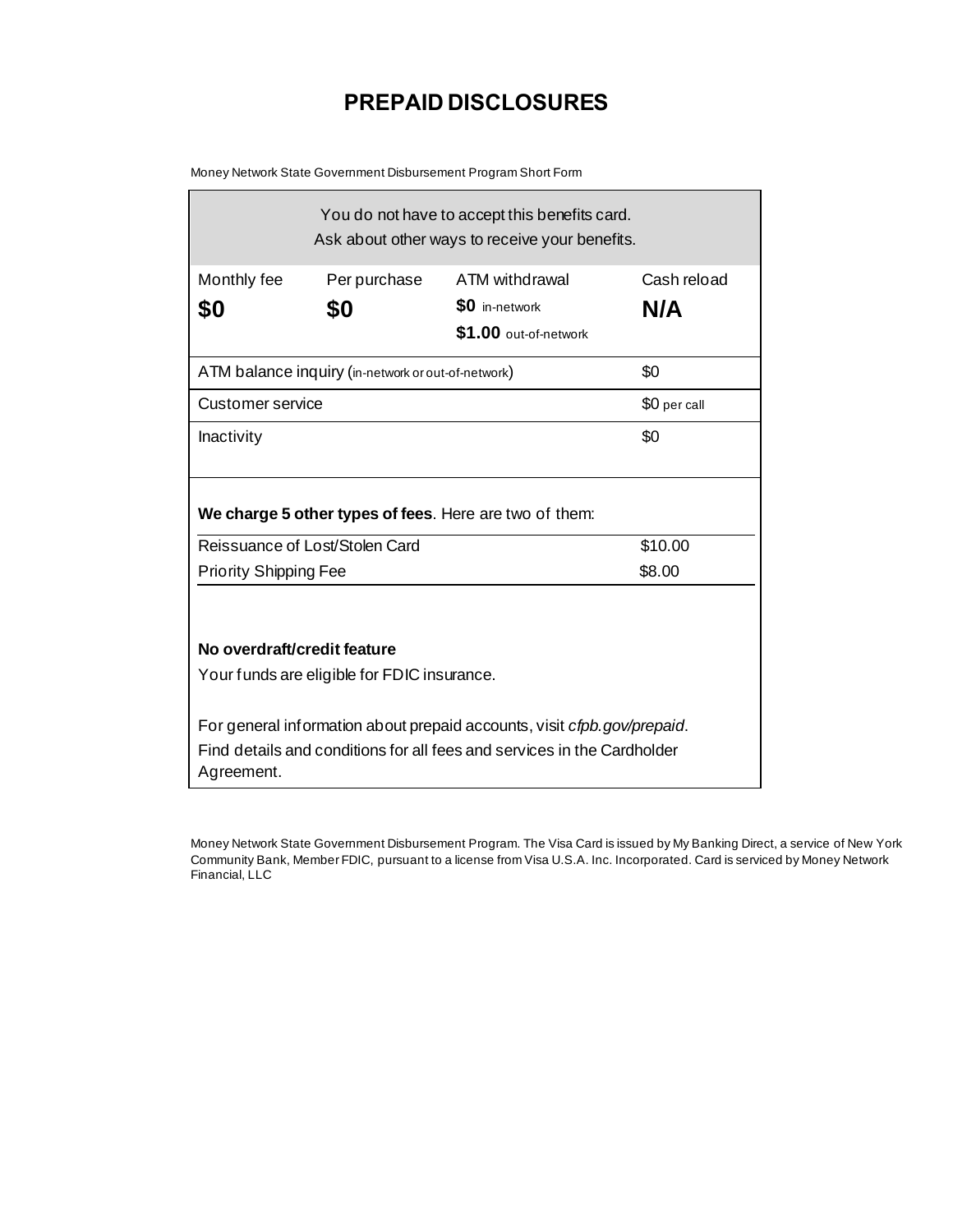# PREPAID DISCLOSURES

Money Network State Government Disbursement Program Short Form

You do not have to accept this benefits card.
Ask about other ways to receive your benefits.

| Monthly fee | Per purchase | ATM withdrawal | Cash reload |
|---|---|---|---|
| **$0** | **$0** | **$0** in-network<br>**$1.00** out-of-network | **N/A** |

| | |
|---|---|
| ATM balance inquiry (in-network or out-of-network) | $0 |
| Customer service | $0 per call |
| Inactivity | $0 |

**We charge 5 other types of fees**. Here are two of them:

| | |
|---|---|
| Reissuance of Lost/Stolen Card | $10.00 |
| Priority Shipping Fee | $8.00 |

**No overdraft/credit feature**

Your funds are eligible for FDIC insurance.

For general information about prepaid accounts, visit *cfpb.gov/prepaid*.

Find details and conditions for all fees and services in the Cardholder Agreement.

Money Network State Government Disbursement Program. The Visa Card is issued by My Banking Direct, a service of New York Community Bank, Member FDIC, pursuant to a license from Visa U.S.A. Inc. Incorporated. Card is serviced by Money Network Financial, LLC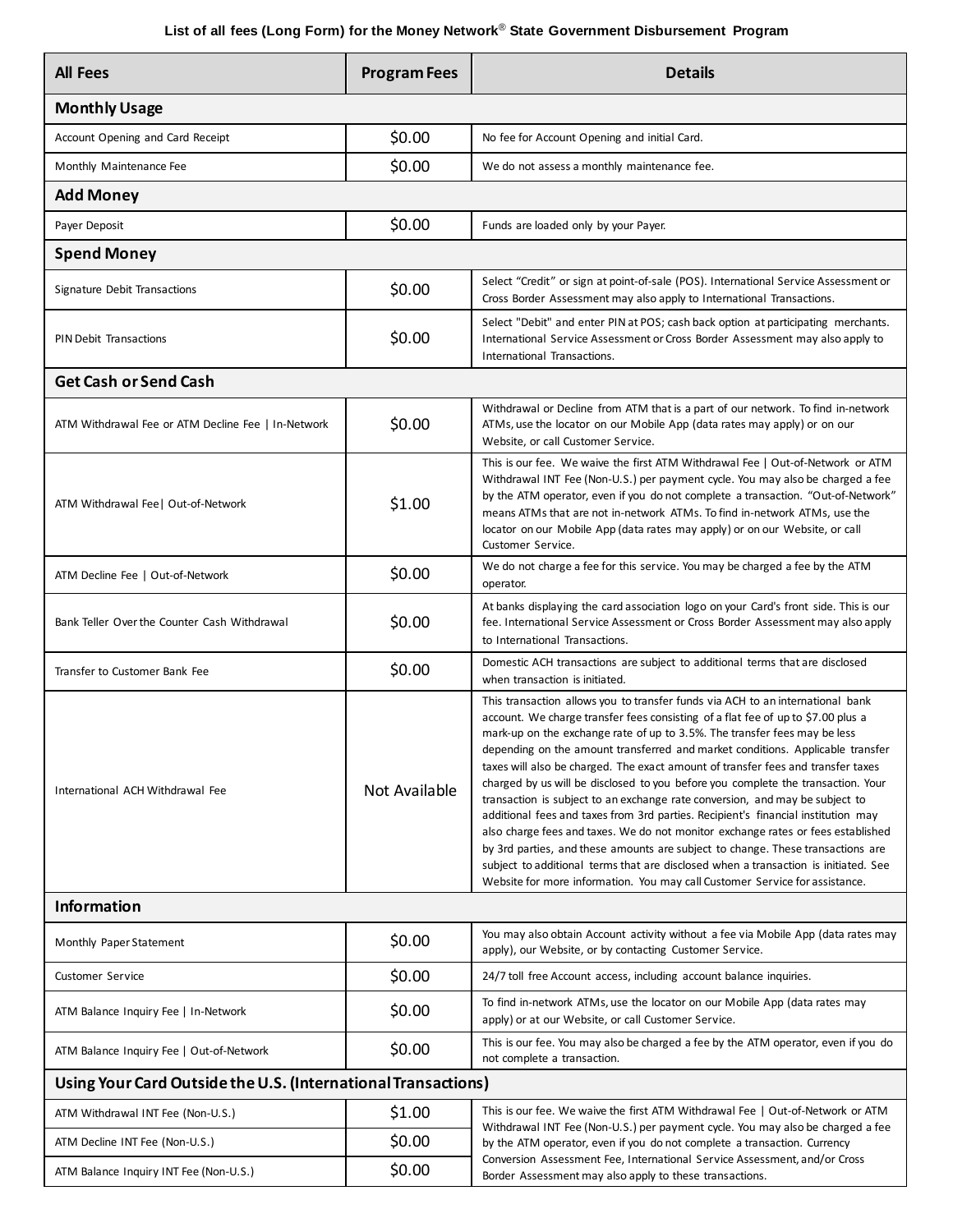**List of all fees (Long Form) for the Money Network® State Government Disbursement Program**

| All Fees | Program Fees | Details |
|---|---|---|
| **Monthly Usage** | | |
| Account Opening and Card Receipt | $0.00 | No fee for Account Opening and initial Card. |
| Monthly Maintenance Fee | $0.00 | We do not assess a monthly maintenance fee. |
| **Add Money** | | |
| Payer Deposit | $0.00 | Funds are loaded only by your Payer. |
| **Spend Money** | | |
| Signature Debit Transactions | $0.00 | Select "Credit" or sign at point-of-sale (POS). International Service Assessment or Cross Border Assessment may also apply to International Transactions. |
| PIN Debit Transactions | $0.00 | Select "Debit" and enter PIN at POS; cash back option at participating merchants. International Service Assessment or Cross Border Assessment may also apply to International Transactions. |
| **Get Cash or Send Cash** | | |
| ATM Withdrawal Fee or ATM Decline Fee \| In-Network | $0.00 | Withdrawal or Decline from ATM that is a part of our network. To find in-network ATMs, use the locator on our Mobile App (data rates may apply) or on our Website, or call Customer Service. |
| ATM Withdrawal Fee\| Out-of-Network | $1.00 | This is our fee. We waive the first ATM Withdrawal Fee \| Out-of-Network or ATM Withdrawal INT Fee (Non-U.S.) per payment cycle. You may also be charged a fee by the ATM operator, even if you do not complete a transaction. "Out-of-Network" means ATMs that are not in-network ATMs. To find in-network ATMs, use the locator on our Mobile App (data rates may apply) or on our Website, or call Customer Service. |
| ATM Decline Fee \| Out-of-Network | $0.00 | We do not charge a fee for this service. You may be charged a fee by the ATM operator. |
| Bank Teller Over the Counter Cash Withdrawal | $0.00 | At banks displaying the card association logo on your Card's front side. This is our fee. International Service Assessment or Cross Border Assessment may also apply to International Transactions. |
| Transfer to Customer Bank Fee | $0.00 | Domestic ACH transactions are subject to additional terms that are disclosed when transaction is initiated. |
| International ACH Withdrawal Fee | Not Available | This transaction allows you to transfer funds via ACH to an international bank account. We charge transfer fees consisting of a flat fee of up to $7.00 plus a mark-up on the exchange rate of up to 3.5%. The transfer fees may be less depending on the amount transferred and market conditions. Applicable transfer taxes will also be charged. The exact amount of transfer fees and transfer taxes charged by us will be disclosed to you before you complete the transaction. Your transaction is subject to an exchange rate conversion, and may be subject to additional fees and taxes from 3rd parties. Recipient's financial institution may also charge fees and taxes. We do not monitor exchange rates or fees established by 3rd parties, and these amounts are subject to change. These transactions are subject to additional terms that are disclosed when a transaction is initiated. See Website for more information. You may call Customer Service for assistance. |
| **Information** | | |
| Monthly Paper Statement | $0.00 | You may also obtain Account activity without a fee via Mobile App (data rates may apply), our Website, or by contacting Customer Service. |
| Customer Service | $0.00 | 24/7 toll free Account access, including account balance inquiries. |
| ATM Balance Inquiry Fee \| In-Network | $0.00 | To find in-network ATMs, use the locator on our Mobile App (data rates may apply) or at our Website, or call Customer Service. |
| ATM Balance Inquiry Fee \| Out-of-Network | $0.00 | This is our fee. You may also be charged a fee by the ATM operator, even if you do not complete a transaction. |
| **Using Your Card Outside the U.S. (International Transactions)** | | |
| ATM Withdrawal INT Fee (Non-U.S.) | $1.00 | This is our fee. We waive the first ATM Withdrawal Fee \| Out-of-Network or ATM Withdrawal INT Fee (Non-U.S.) per payment cycle. You may also be charged a fee by the ATM operator, even if you do not complete a transaction. Currency Conversion Assessment Fee, International Service Assessment, and/or Cross Border Assessment may also apply to these transactions. |
| ATM Decline INT Fee (Non-U.S.) | $0.00 | |
| ATM Balance Inquiry INT Fee (Non-U.S.) | $0.00 | |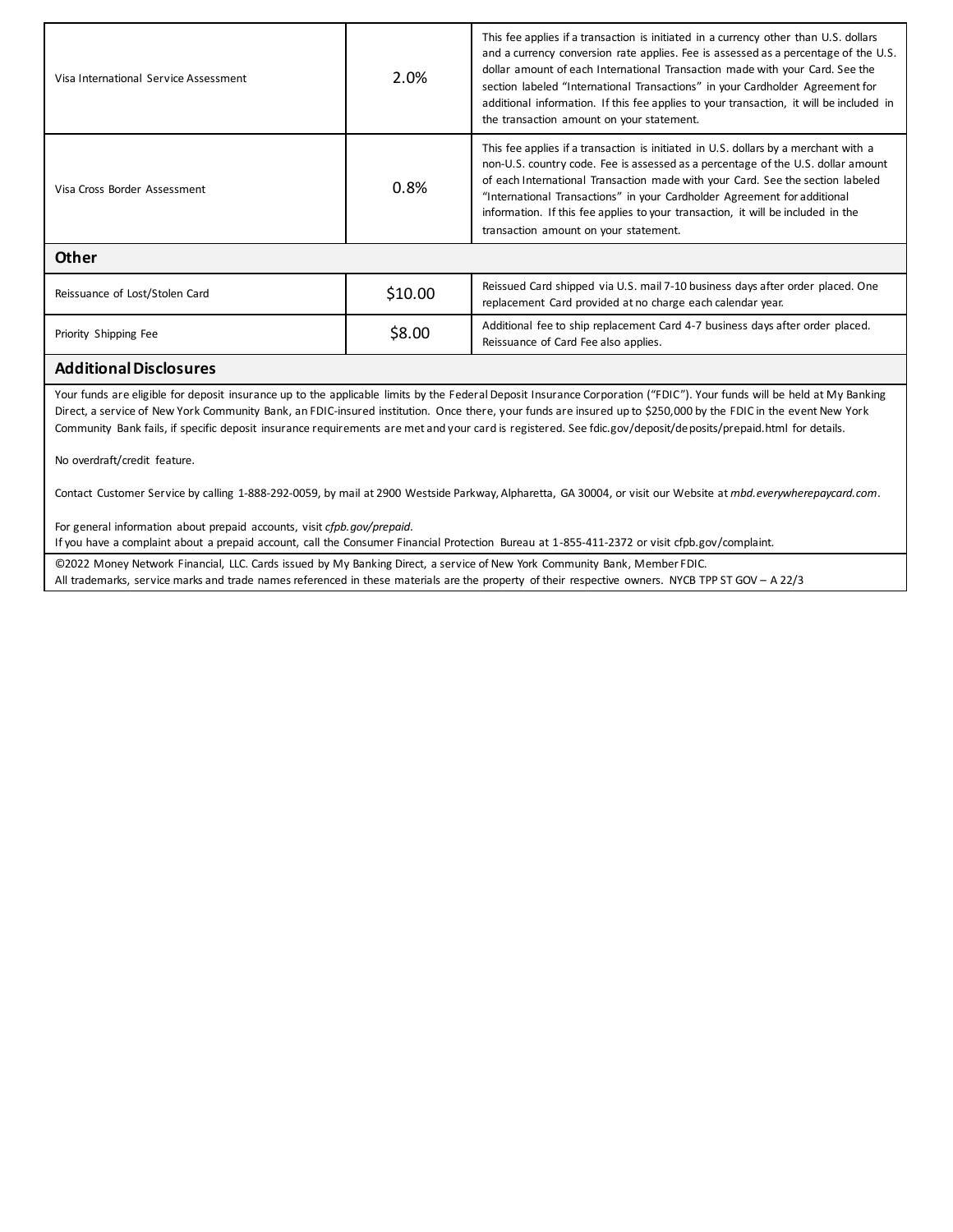| | | |
|---|---|---|
| Visa International Service Assessment | 2.0% | This fee applies if a transaction is initiated in a currency other than U.S. dollars and a currency conversion rate applies. Fee is assessed as a percentage of the U.S. dollar amount of each International Transaction made with your Card. See the section labeled "International Transactions" in your Cardholder Agreement for additional information. If this fee applies to your transaction, it will be included in the transaction amount on your statement. |
| Visa Cross Border Assessment | 0.8% | This fee applies if a transaction is initiated in U.S. dollars by a merchant with a non-U.S. country code. Fee is assessed as a percentage of the U.S. dollar amount of each International Transaction made with your Card. See the section labeled "International Transactions" in your Cardholder Agreement for additional information. If this fee applies to your transaction, it will be included in the transaction amount on your statement. |
| **Other** | | |
| Reissuance of Lost/Stolen Card | $10.00 | Reissued Card shipped via U.S. mail 7-10 business days after order placed. One replacement Card provided at no charge each calendar year. |
| Priority Shipping Fee | $8.00 | Additional fee to ship replacement Card 4-7 business days after order placed. Reissuance of Card Fee also applies. |

## Additional Disclosures

Your funds are eligible for deposit insurance up to the applicable limits by the Federal Deposit Insurance Corporation ("FDIC"). Your funds will be held at My Banking Direct, a service of New York Community Bank, an FDIC-insured institution. Once there, your funds are insured up to $250,000 by the FDIC in the event New York Community Bank fails, if specific deposit insurance requirements are met and your card is registered. See fdic.gov/deposit/deposits/prepaid.html for details.

No overdraft/credit feature.

Contact Customer Service by calling 1-888-292-0059, by mail at 2900 Westside Parkway, Alpharetta, GA 30004, or visit our Website at *mbd.everywherepaycard.com*.

For general information about prepaid accounts, visit *cfpb.gov/prepaid*.
If you have a complaint about a prepaid account, call the Consumer Financial Protection Bureau at 1-855-411-2372 or visit cfpb.gov/complaint.

©2022 Money Network Financial, LLC. Cards issued by My Banking Direct, a service of New York Community Bank, Member FDIC.
All trademarks, service marks and trade names referenced in these materials are the property of their respective owners. NYCB TPP ST GOV – A 22/3